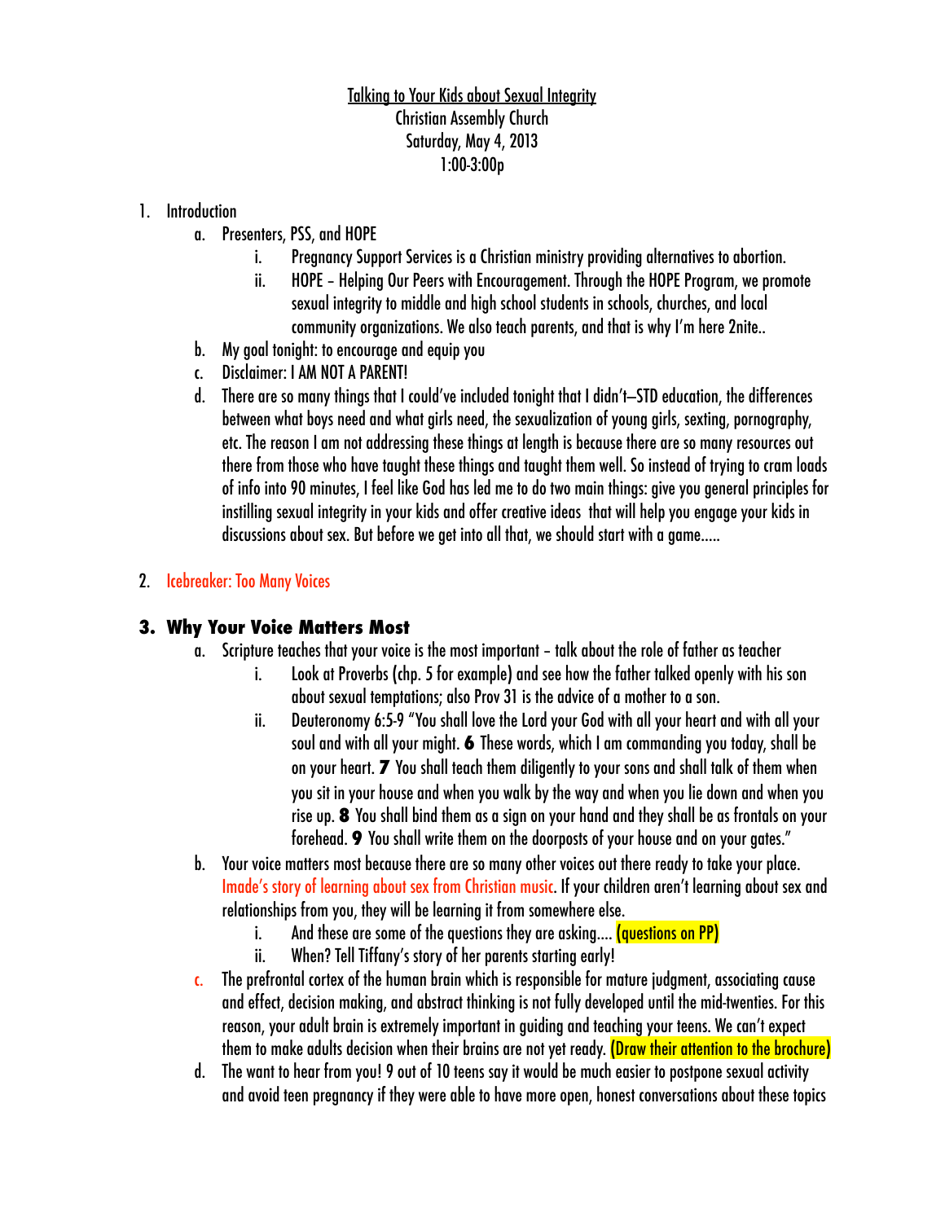Talking to Your Kids about Sexual Integrity
Christian Assembly Church
Saturday, May 4, 2013
1:00-3:00p

1. Introduction
   a. Presenters, PSS, and HOPE
      i. Pregnancy Support Services is a Christian ministry providing alternatives to abortion.
      ii. HOPE – Helping Our Peers with Encouragement. Through the HOPE Program, we promote sexual integrity to middle and high school students in schools, churches, and local community organizations. We also teach parents, and that is why I'm here 2nite..
   b. My goal tonight: to encourage and equip you
   c. Disclaimer: I AM NOT A PARENT!
   d. There are so many things that I could've included tonight that I didn't—STD education, the differences between what boys need and what girls need, the sexualization of young girls, sexting, pornography, etc. The reason I am not addressing these things at length is because there are so many resources out there from those who have taught these things and taught them well. So instead of trying to cram loads of info into 90 minutes, I feel like God has led me to do two main things: give you general principles for instilling sexual integrity in your kids and offer creative ideas that will help you engage your kids in discussions about sex. But before we get into all that, we should start with a game.....

2. Icebreaker: Too Many Voices

## 3. Why Your Voice Matters Most

   a. Scripture teaches that your voice is the most important – talk about the role of father as teacher
      i. Look at Proverbs (chp. 5 for example) and see how the father talked openly with his son about sexual temptations; also Prov 31 is the advice of a mother to a son.
      ii. Deuteronomy 6:5-9 "You shall love the Lord your God with all your heart and with all your soul and with all your might. **6** These words, which I am commanding you today, shall be on your heart. **7** You shall teach them diligently to your sons and shall talk of them when you sit in your house and when you walk by the way and when you lie down and when you rise up. **8** You shall bind them as a sign on your hand and they shall be as frontals on your forehead. **9** You shall write them on the doorposts of your house and on your gates."
   b. Your voice matters most because there are so many other voices out there ready to take your place. Imade's story of learning about sex from Christian music. If your children aren't learning about sex and relationships from you, they will be learning it from somewhere else.
      i. And these are some of the questions they are asking.... **(questions on PP)**
      ii. When? Tell Tiffany's story of her parents starting early!
   c. The prefrontal cortex of the human brain which is responsible for mature judgment, associating cause and effect, decision making, and abstract thinking is not fully developed until the mid-twenties. For this reason, your adult brain is extremely important in guiding and teaching your teens. We can't expect them to make adults decision when their brains are not yet ready. **(Draw their attention to the brochure)**
   d. The want to hear from you! 9 out of 10 teens say it would be much easier to postpone sexual activity and avoid teen pregnancy if they were able to have more open, honest conversations about these topics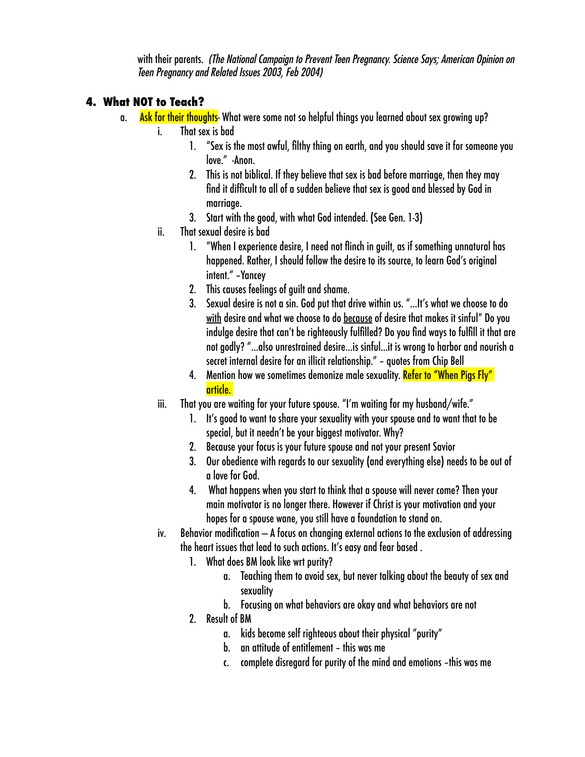with their parents. *(The National Campaign to Prevent Teen Pregnancy. Science Says; American Opinion on Teen Pregnancy and Related Issues 2003, Feb 2004)*

## 4. What NOT to Teach?

a. Ask for their thoughts- What were some not so helpful things you learned about sex growing up?
   - i. That sex is bad
     1. "Sex is the most awful, filthy thing on earth, and you should save it for someone you love." -Anon.
     2. This is not biblical. If they believe that sex is bad before marriage, then they may find it difficult to all of a sudden believe that sex is good and blessed by God in marriage.
     3. Start with the good, with what God intended. (See Gen. 1-3)
   - ii. That sexual desire is bad
     1. "When I experience desire, I need not flinch in guilt, as if something unnatural has happened. Rather, I should follow the desire to its source, to learn God's original intent." –Yancey
     2. This causes feelings of guilt and shame.
     3. Sexual desire is not a sin. God put that drive within us. "…It's what we choose to do <u>with</u> desire and what we choose to do <u>because</u> of desire that makes it sinful" Do you indulge desire that can't be righteously fulfilled? Do you find ways to fulfill it that are not godly? "…also unrestrained desire…is sinful…it is wrong to harbor and nourish a secret internal desire for an illicit relationship." – quotes from Chip Bell
     4. Mention how we sometimes demonize male sexuality. Refer to "When Pigs Fly" article.
   - iii. That you are waiting for your future spouse. "I'm waiting for my husband/wife."
     1. It's good to want to share your sexuality with your spouse and to want that to be special, but it needn't be your biggest motivator. Why?
     2. Because your focus is your future spouse and not your present Savior
     3. Our obedience with regards to our sexuality (and everything else) needs to be out of a love for God.
     4. What happens when you start to think that a spouse will never come? Then your main motivator is no longer there. However if Christ is your motivation and your hopes for a spouse wane, you still have a foundation to stand on.
   - iv. Behavior modification – A focus on changing external actions to the exclusion of addressing the heart issues that lead to such actions. It's easy and fear based .
     1. What does BM look like wrt purity?
        - a. Teaching them to avoid sex, but never talking about the beauty of sex and sexuality
        - b. Focusing on what behaviors are okay and what behaviors are not
     2. Result of BM
        - a. kids become self righteous about their physical "purity"
        - b. an attitude of entitlement – this was me
        - c. complete disregard for purity of the mind and emotions –this was me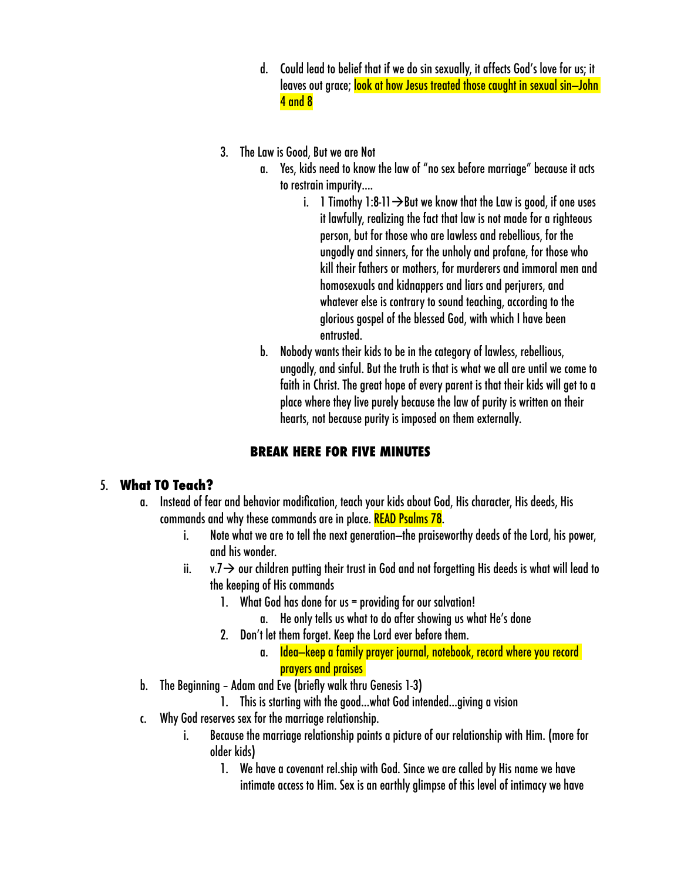d. Could lead to belief that if we do sin sexually, it affects God's love for us; it leaves out grace; look at how Jesus treated those caught in sexual sin—John 4 and 8

3. The Law is Good, But we are Not
   a. Yes, kids need to know the law of "no sex before marriage" because it acts to restrain impurity….
      i. 1 Timothy 1:8-11→But we know that the Law is good, if one uses it lawfully, realizing the fact that law is not made for a righteous person, but for those who are lawless and rebellious, for the ungodly and sinners, for the unholy and profane, for those who kill their fathers or mothers, for murderers and immoral men and homosexuals and kidnappers and liars and perjurers, and whatever else is contrary to sound teaching, according to the glorious gospel of the blessed God, with which I have been entrusted.
   b. Nobody wants their kids to be in the category of lawless, rebellious, ungodly, and sinful. But the truth is that is what we all are until we come to faith in Christ. The great hope of every parent is that their kids will get to a place where they live purely because the law of purity is written on their hearts, not because purity is imposed on them externally.

**BREAK HERE FOR FIVE MINUTES**

5. **What TO Teach?**
   a. Instead of fear and behavior modification, teach your kids about God, His character, His deeds, His commands and why these commands are in place. READ Psalms 78.
      i. Note what we are to tell the next generation—the praiseworthy deeds of the Lord, his power, and his wonder.
      ii. v.7→ our children putting their trust in God and not forgetting His deeds is what will lead to the keeping of His commands
         1. What God has done for us = providing for our salvation!
            a. He only tells us what to do after showing us what He's done
         2. Don't let them forget. Keep the Lord ever before them.
            a. Idea—keep a family prayer journal, notebook, record where you record prayers and praises
   b. The Beginning – Adam and Eve (briefly walk thru Genesis 1-3)
         1. This is starting with the good…what God intended…giving a vision
   c. Why God reserves sex for the marriage relationship.
      i. Because the marriage relationship paints a picture of our relationship with Him. (more for older kids)
         1. We have a covenant rel.ship with God. Since we are called by His name we have intimate access to Him. Sex is an earthly glimpse of this level of intimacy we have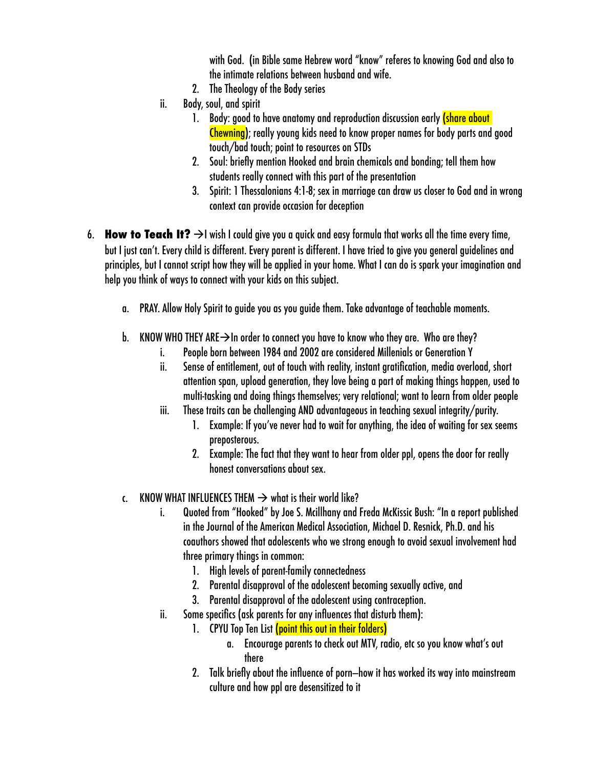with God. (in Bible same Hebrew word "know" referes to knowing God and also to the intimate relations between husband and wife.

   2. The Theology of the Body series

   ii. Body, soul, and spirit

      1. Body: good to have anatomy and reproduction discussion early (share about Chewning); really young kids need to know proper names for body parts and good touch/bad touch; point to resources on STDs
      2. Soul: briefly mention Hooked and brain chemicals and bonding; tell them how students really connect with this part of the presentation
      3. Spirit: 1 Thessalonians 4:1-8; sex in marriage can draw us closer to God and in wrong context can provide occasion for deception

6. **How to Teach It?** →I wish I could give you a quick and easy formula that works all the time every time, but I just can't. Every child is different. Every parent is different. I have tried to give you general guidelines and principles, but I cannot script how they will be applied in your home. What I can do is spark your imagination and help you think of ways to connect with your kids on this subject.

   a. PRAY. Allow Holy Spirit to guide you as you guide them. Take advantage of teachable moments.

   b. KNOW WHO THEY ARE→In order to connect you have to know who they are. Who are they?

      i. People born between 1984 and 2002 are considered Millenials or Generation Y
      ii. Sense of entitlement, out of touch with reality, instant gratification, media overload, short attention span, upload generation, they love being a part of making things happen, used to multi-tasking and doing things themselves; very relational; want to learn from older people
      iii. These traits can be challenging AND advantageous in teaching sexual integrity/purity.
         1. Example: If you've never had to wait for anything, the idea of waiting for sex seems preposterous.
         2. Example: The fact that they want to hear from older ppl, opens the door for really honest conversations about sex.

   c. KNOW WHAT INFLUENCES THEM → what is their world like?

      i. Quoted from "Hooked" by Joe S. Mcillhany and Freda McKissic Bush: "In a report published in the Journal of the American Medical Association, Michael D. Resnick, Ph.D. and his coauthors showed that adolescents who we strong enough to avoid sexual involvement had three primary things in common:
         1. High levels of parent-family connectedness
         2. Parental disapproval of the adolescent becoming sexually active, and
         3. Parental disapproval of the adolescent using contraception.
      ii. Some specifics (ask parents for any influences that disturb them):
         1. CPYU Top Ten List (point this out in their folders)
            a. Encourage parents to check out MTV, radio, etc so you know what's out there
         2. Talk briefly about the influence of porn—how it has worked its way into mainstream culture and how ppl are desensitized to it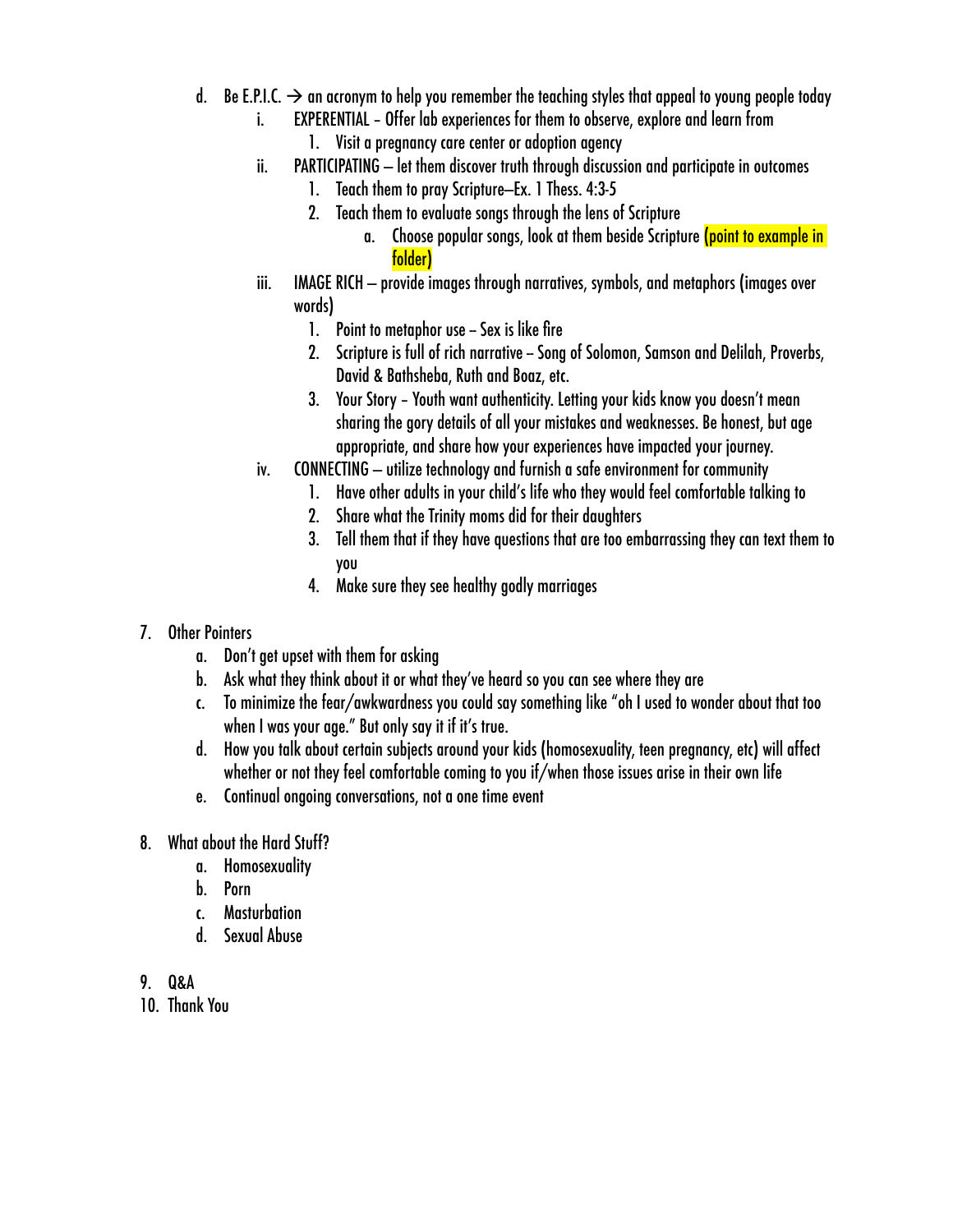d. Be E.P.I.C. → an acronym to help you remember the teaching styles that appeal to young people today
   i. EXPERENTIAL – Offer lab experiences for them to observe, explore and learn from
      1. Visit a pregnancy care center or adoption agency
   ii. PARTICIPATING – let them discover truth through discussion and participate in outcomes
      1. Teach them to pray Scripture—Ex. 1 Thess. 4:3-5
      2. Teach them to evaluate songs through the lens of Scripture
         a. Choose popular songs, look at them beside Scripture **(point to example in folder)**
   iii. IMAGE RICH – provide images through narratives, symbols, and metaphors (images over words)
      1. Point to metaphor use – Sex is like fire
      2. Scripture is full of rich narrative – Song of Solomon, Samson and Delilah, Proverbs, David & Bathsheba, Ruth and Boaz, etc.
      3. Your Story - Youth want authenticity. Letting your kids know you doesn't mean sharing the gory details of all your mistakes and weaknesses. Be honest, but age appropriate, and share how your experiences have impacted your journey.
   iv. CONNECTING – utilize technology and furnish a safe environment for community
      1. Have other adults in your child's life who they would feel comfortable talking to
      2. Share what the Trinity moms did for their daughters
      3. Tell them that if they have questions that are too embarrassing they can text them to you
      4. Make sure they see healthy godly marriages

7. Other Pointers
   a. Don't get upset with them for asking
   b. Ask what they think about it or what they've heard so you can see where they are
   c. To minimize the fear/awkwardness you could say something like "oh I used to wonder about that too when I was your age." But only say it if it's true.
   d. How you talk about certain subjects around your kids (homosexuality, teen pregnancy, etc) will affect whether or not they feel comfortable coming to you if/when those issues arise in their own life
   e. Continual ongoing conversations, not a one time event

8. What about the Hard Stuff?
   a. Homosexuality
   b. Porn
   c. Masturbation
   d. Sexual Abuse

9. Q&A
10. Thank You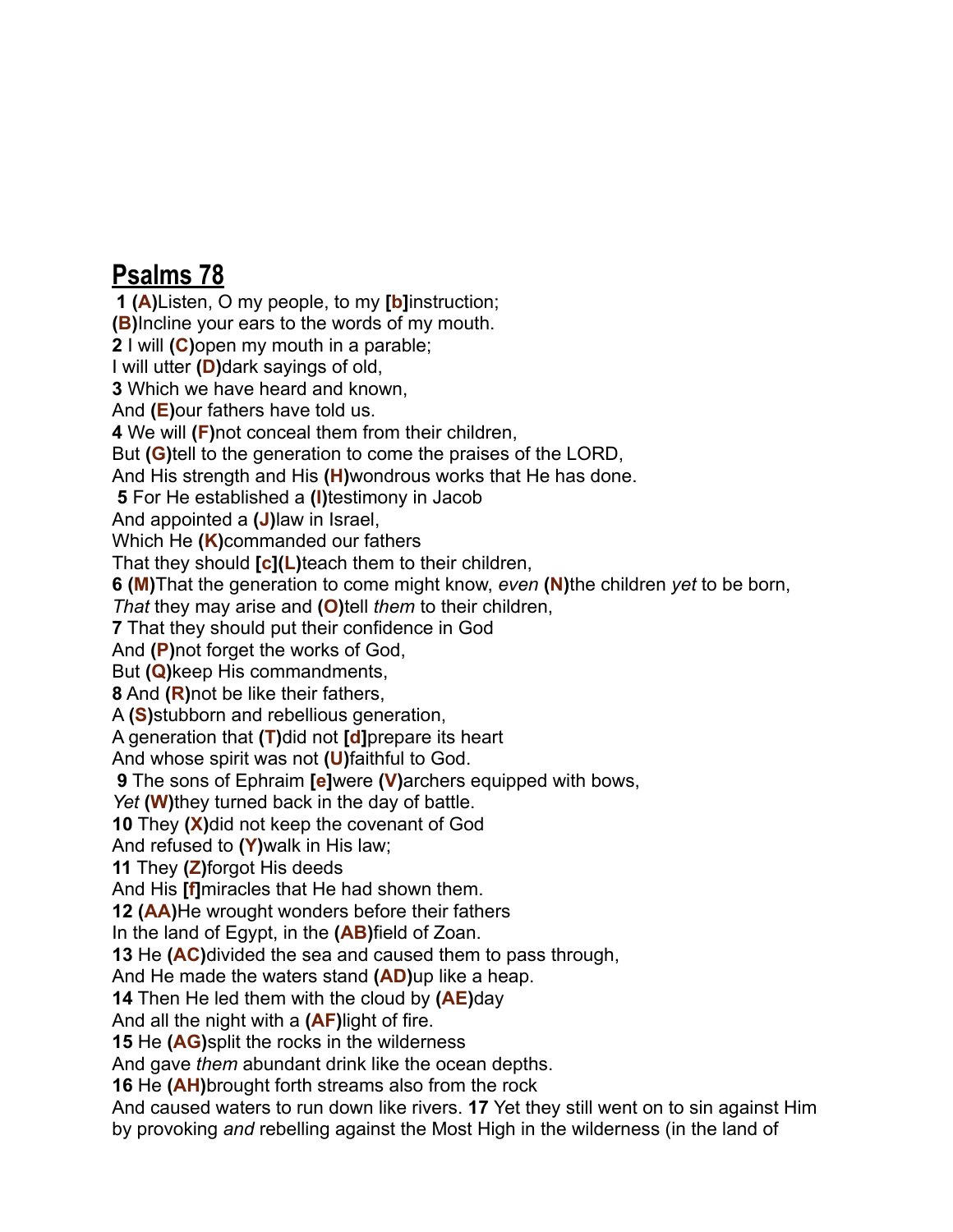# Psalms 78

**1** **(A)**Listen, O my people, to my **[b]**instruction;
**(B)**Incline your ears to the words of my mouth.
**2** I will **(C)**open my mouth in a parable;
I will utter **(D)**dark sayings of old,
**3** Which we have heard and known,
And **(E)**our fathers have told us.
**4** We will **(F)**not conceal them from their children,
But **(G)**tell to the generation to come the praises of the LORD,
And His strength and His **(H)**wondrous works that He has done.
**5** For He established a **(I)**testimony in Jacob
And appointed a **(J)**law in Israel,
Which He **(K)**commanded our fathers
That they should **[c](L)**teach them to their children,
**6** **(M)**That the generation to come might know, *even* **(N)**the children *yet* to be born,
*That* they may arise and **(O)**tell *them* to their children,
**7** That they should put their confidence in God
And **(P)**not forget the works of God,
But **(Q)**keep His commandments,
**8** And **(R)**not be like their fathers,
A **(S)**stubborn and rebellious generation,
A generation that **(T)**did not **[d]**prepare its heart
And whose spirit was not **(U)**faithful to God.
**9** The sons of Ephraim **[e]**were **(V)**archers equipped with bows,
*Yet* **(W)**they turned back in the day of battle.
**10** They **(X)**did not keep the covenant of God
And refused to **(Y)**walk in His law;
**11** They **(Z)**forgot His deeds
And His **[f]**miracles that He had shown them.
**12** **(AA)**He wrought wonders before their fathers
In the land of Egypt, in the **(AB)**field of Zoan.
**13** He **(AC)**divided the sea and caused them to pass through,
And He made the waters stand **(AD)**up like a heap.
**14** Then He led them with the cloud by **(AE)**day
And all the night with a **(AF)**light of fire.
**15** He **(AG)**split the rocks in the wilderness
And gave *them* abundant drink like the ocean depths.
**16** He **(AH)**brought forth streams also from the rock
And caused waters to run down like rivers. **17** Yet they still went on to sin against Him by provoking *and* rebelling against the Most High in the wilderness (in the land of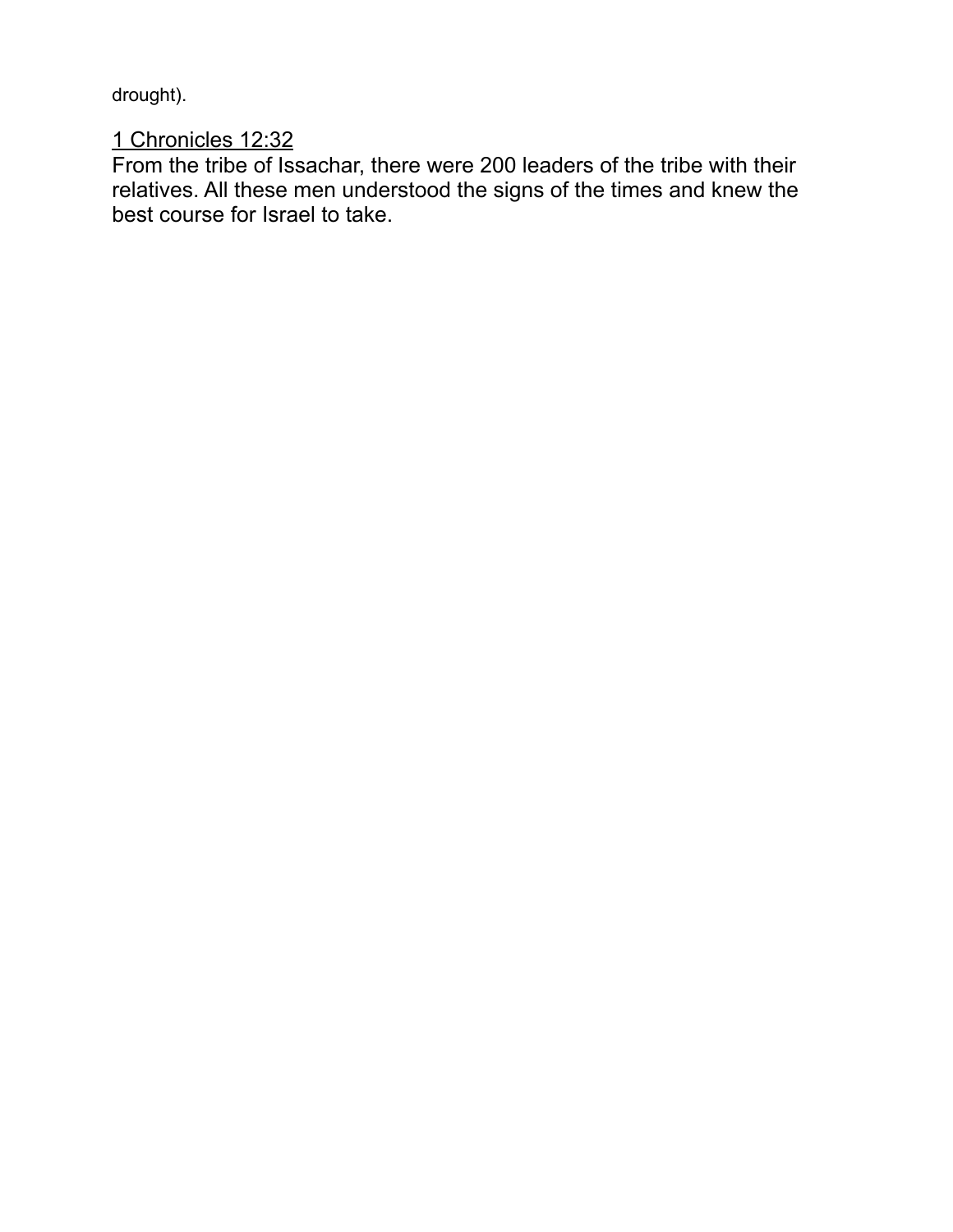drought).

<u>1 Chronicles 12:32</u>
From the tribe of Issachar, there were 200 leaders of the tribe with their relatives. All these men understood the signs of the times and knew the best course for Israel to take.